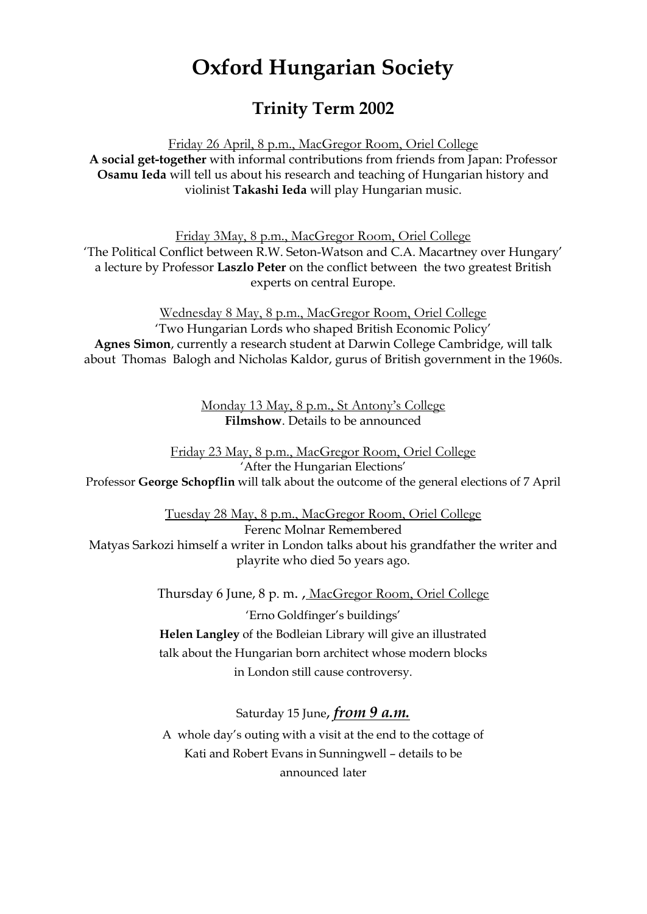# Oxford Hungarian Society

## Trinity Term 2002

Friday 26 April, 8 p.m., MacGregor Room, Oriel College
**A social get-together** with informal contributions from friends from Japan: Professor **Osamu Ieda** will tell us about his research and teaching of Hungarian history and violinist **Takashi Ieda** will play Hungarian music.

Friday 3May, 8 p.m., MacGregor Room, Oriel College
'The Political Conflict between R.W. Seton-Watson and C.A. Macartney over Hungary' a lecture by Professor **Laszlo Peter** on the conflict between the two greatest British experts on central Europe.

Wednesday 8 May, 8 p.m., MacGregor Room, Oriel College
'Two Hungarian Lords who shaped British Economic Policy'
**Agnes Simon**, currently a research student at Darwin College Cambridge, will talk about Thomas Balogh and Nicholas Kaldor, gurus of British government in the 1960s.

Monday 13 May, 8 p.m., St Antony's College
**Filmshow**. Details to be announced

Friday 23 May, 8 p.m., MacGregor Room, Oriel College
'After the Hungarian Elections'
Professor **George Schopflin** will talk about the outcome of the general elections of 7 April

Tuesday 28 May, 8 p.m., MacGregor Room, Oriel College
Ferenc Molnar Remembered
Matyas Sarkozi himself a writer in London talks about his grandfather the writer and playrite who died 5o years ago.

Thursday 6 June, 8 p. m. , MacGregor Room, Oriel College
'Erno Goldfinger's buildings'
**Helen Langley** of the Bodleian Library will give an illustrated talk about the Hungarian born architect whose modern blocks in London still cause controversy.

Saturday 15 June, ***from 9 a.m.***
A whole day's outing with a visit at the end to the cottage of Kati and Robert Evans in Sunningwell – details to be announced later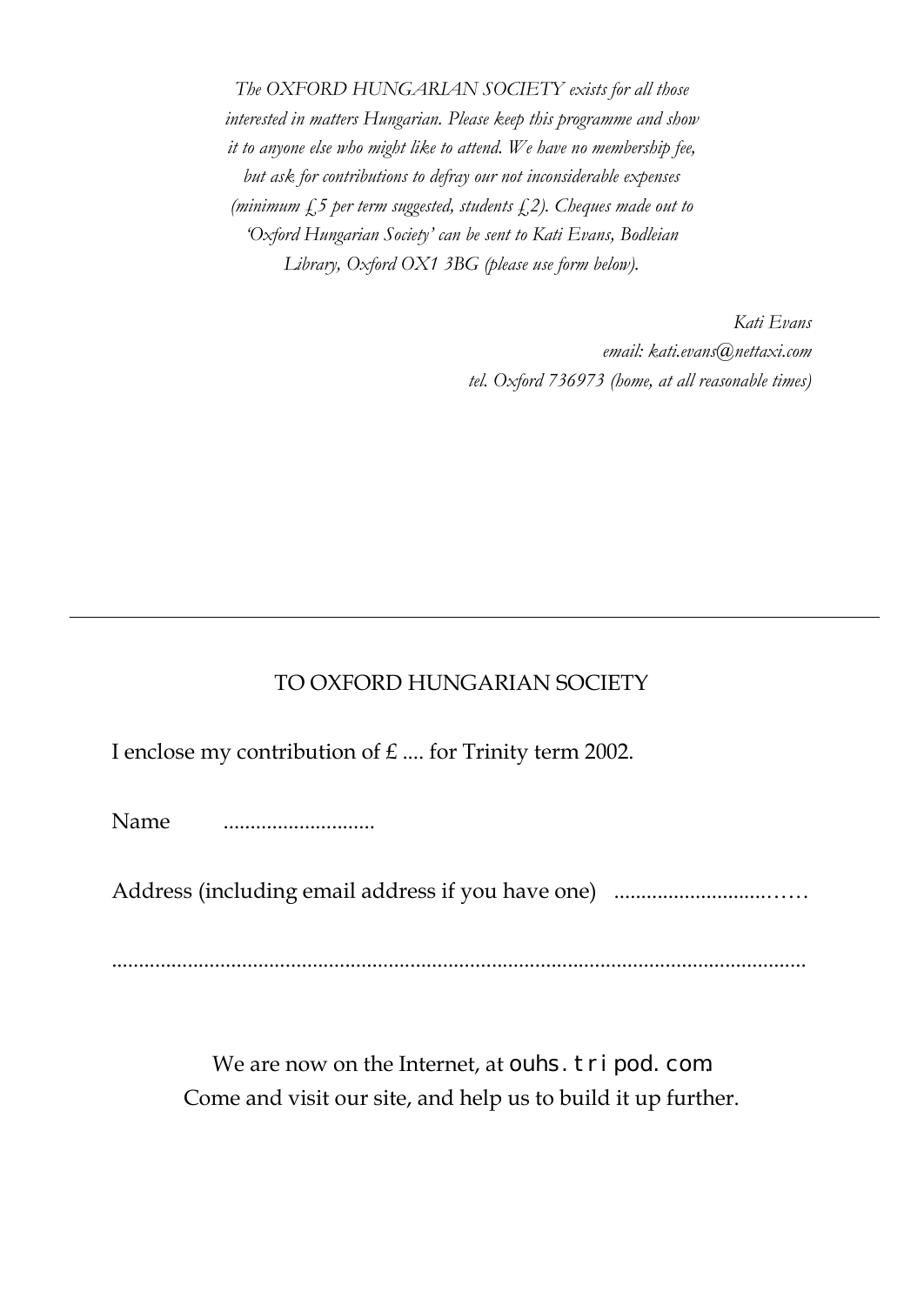*The OXFORD HUNGARIAN SOCIETY exists for all those interested in matters Hungarian. Please keep this programme and show it to anyone else who might like to attend. We have no membership fee, but ask for contributions to defray our not inconsiderable expenses (minimum £5 per term suggested, students £2). Cheques made out to 'Oxford Hungarian Society' can be sent to Kati Evans, Bodleian Library, Oxford OX1 3BG (please use form below).*

*Kati Evans*
*email: kati.evans@nettaxi.com*
*tel. Oxford 736973 (home, at all reasonable times)*

---

TO OXFORD HUNGARIAN SOCIETY

I enclose my contribution of £ .... for Trinity term 2002.

Name ............................

Address (including email address if you have one) ..............................……

..............................................................................................................................

We are now on the Internet, at `ouhs.tripod.com`
Come and visit our site, and help us to build it up further.